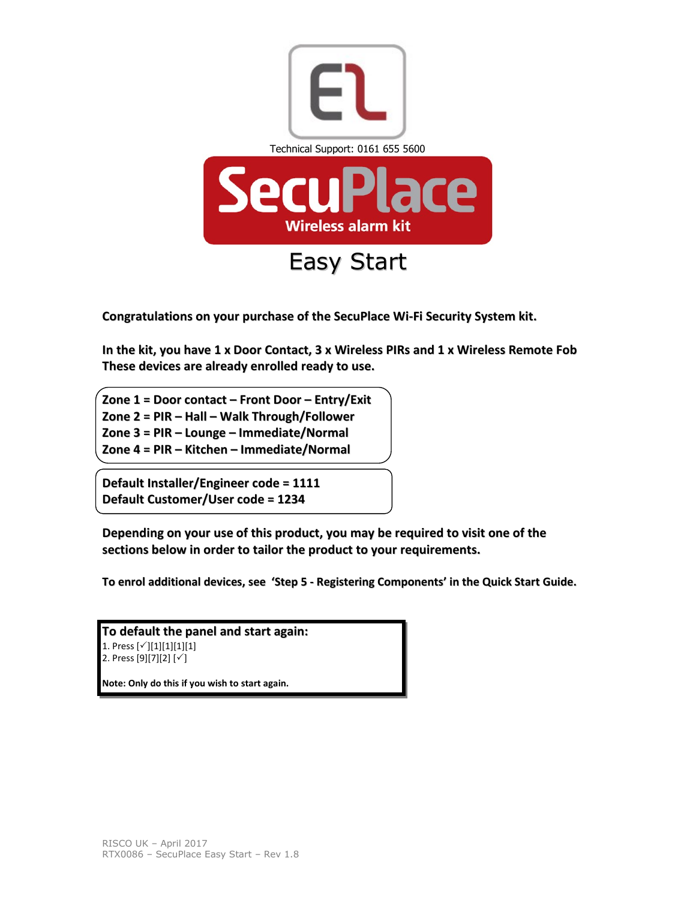Technical Support: 0161 655 5600

# SecuPlace

**Wireless alarm kit**

# Easy Start

**Congratulations on your purchase of the SecuPlace Wi-Fi Security System kit.**

**In the kit, you have 1 x Door Contact, 3 x Wireless PIRs and 1 x Wireless Remote Fob These devices are already enrolled ready to use.**

**Zone 1 = Door contact – Front Door – Entry/Exit**
**Zone 2 = PIR – Hall – Walk Through/Follower**
**Zone 3 = PIR – Lounge – Immediate/Normal**
**Zone 4 = PIR – Kitchen – Immediate/Normal**

**Default Installer/Engineer code = 1111**
**Default Customer/User code = 1234**

**Depending on your use of this product, you may be required to visit one of the sections below in order to tailor the product to your requirements.**

**To enrol additional devices, see 'Step 5 - Registering Components' in the Quick Start Guide.**

**To default the panel and start again:**

1. Press [✓][1][1][1][1]
2. Press [9][7][2] [✓]

**Note: Only do this if you wish to start again.**

RISCO UK – April 2017
RTX0086 – SecuPlace Easy Start – Rev 1.8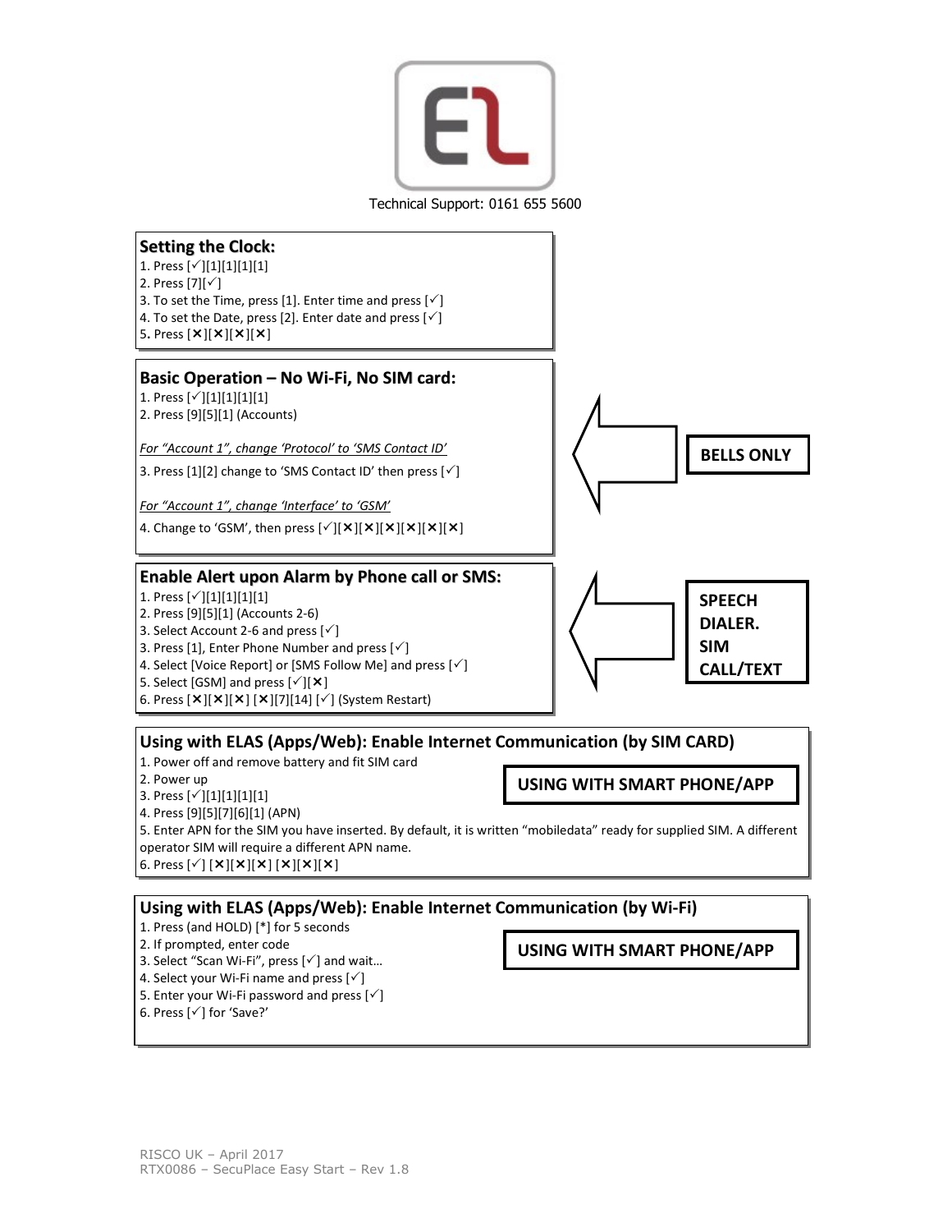Technical Support: 0161 655 5600

## Setting the Clock:

1. Press [✓][1][1][1][1]
2. Press [7][✓]
3. To set the Time, press [1]. Enter time and press [✓]
4. To set the Date, press [2]. Enter date and press [✓]
5. Press [✕][✕][✕][✕]

## Basic Operation – No Wi-Fi, No SIM card:

**BELLS ONLY**

1. Press [✓][1][1][1][1]
2. Press [9][5][1] (Accounts)

*For "Account 1", change 'Protocol' to 'SMS Contact ID'*

3. Press [1][2] change to 'SMS Contact ID' then press [✓]

*For "Account 1", change 'Interface' to 'GSM'*

4. Change to 'GSM', then press [✓][✕][✕][✕][✕][✕][✕]

## Enable Alert upon Alarm by Phone call or SMS:

**SPEECH DIALER. SIM CALL/TEXT**

1. Press [✓][1][1][1][1]
2. Press [9][5][1] (Accounts 2-6)
3. Select Account 2-6 and press [✓]
3. Press [1], Enter Phone Number and press [✓]
4. Select [Voice Report] or [SMS Follow Me] and press [✓]
5. Select [GSM] and press [✓][✕]
6. Press [✕][✕][✕] [✕][7][14] [✓] (System Restart)

## Using with ELAS (Apps/Web): Enable Internet Communication (by SIM CARD)

**USING WITH SMART PHONE/APP**

1. Power off and remove battery and fit SIM card
2. Power up
3. Press [✓][1][1][1][1]
4. Press [9][5][7][6][1] (APN)
5. Enter APN for the SIM you have inserted. By default, it is written "mobiledata" ready for supplied SIM. A different operator SIM will require a different APN name.
6. Press [✓] [✕][✕][✕] [✕][✕][✕]

## Using with ELAS (Apps/Web): Enable Internet Communication (by Wi-Fi)

**USING WITH SMART PHONE/APP**

1. Press (and HOLD) [*] for 5 seconds
2. If prompted, enter code
3. Select "Scan Wi-Fi", press [✓] and wait…
4. Select your Wi-Fi name and press [✓]
5. Enter your Wi-Fi password and press [✓]
6. Press [✓] for 'Save?'

RISCO UK – April 2017
RTX0086 – SecuPlace Easy Start – Rev 1.8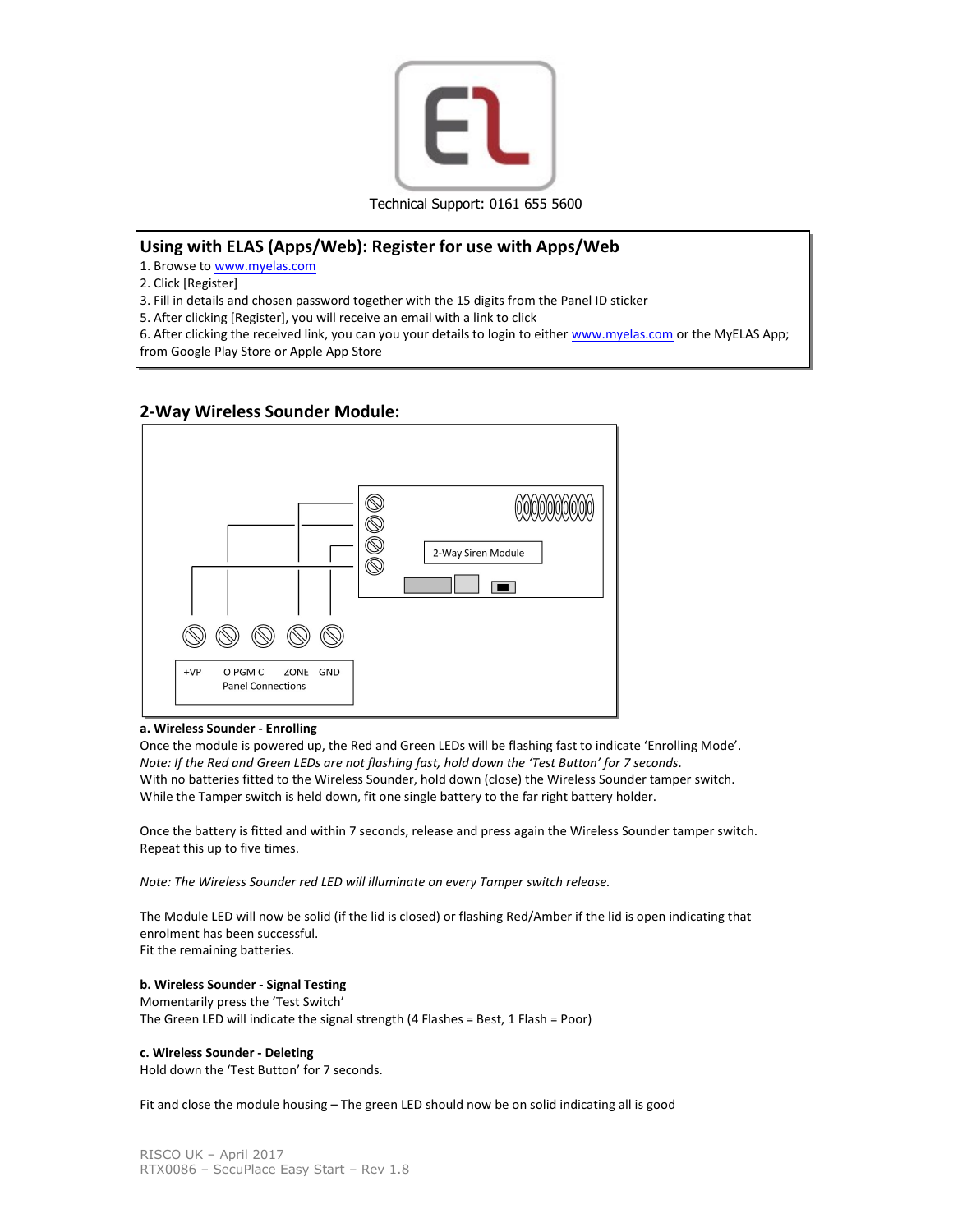Technical Support: 0161 655 5600

## Using with ELAS (Apps/Web): Register for use with Apps/Web

1. Browse to www.myelas.com
2. Click [Register]
3. Fill in details and chosen password together with the 15 digits from the Panel ID sticker
5. After clicking [Register], you will receive an email with a link to click
6. After clicking the received link, you can you your details to login to either www.myelas.com or the MyELAS App; from Google Play Store or Apple App Store

## 2-Way Wireless Sounder Module:

2-Way Siren Module

+VP O PGM C ZONE GND
Panel Connections

**a. Wireless Sounder - Enrolling**

Once the module is powered up, the Red and Green LEDs will be flashing fast to indicate 'Enrolling Mode'.
*Note: If the Red and Green LEDs are not flashing fast, hold down the 'Test Button' for 7 seconds.*
With no batteries fitted to the Wireless Sounder, hold down (close) the Wireless Sounder tamper switch.
While the Tamper switch is held down, fit one single battery to the far right battery holder.

Once the battery is fitted and within 7 seconds, release and press again the Wireless Sounder tamper switch.
Repeat this up to five times.

*Note: The Wireless Sounder red LED will illuminate on every Tamper switch release.*

The Module LED will now be solid (if the lid is closed) or flashing Red/Amber if the lid is open indicating that enrolment has been successful.
Fit the remaining batteries.

**b. Wireless Sounder - Signal Testing**

Momentarily press the 'Test Switch'
The Green LED will indicate the signal strength (4 Flashes = Best, 1 Flash = Poor)

**c. Wireless Sounder - Deleting**

Hold down the 'Test Button' for 7 seconds.

Fit and close the module housing – The green LED should now be on solid indicating all is good

RISCO UK – April 2017
RTX0086 – SecuPlace Easy Start – Rev 1.8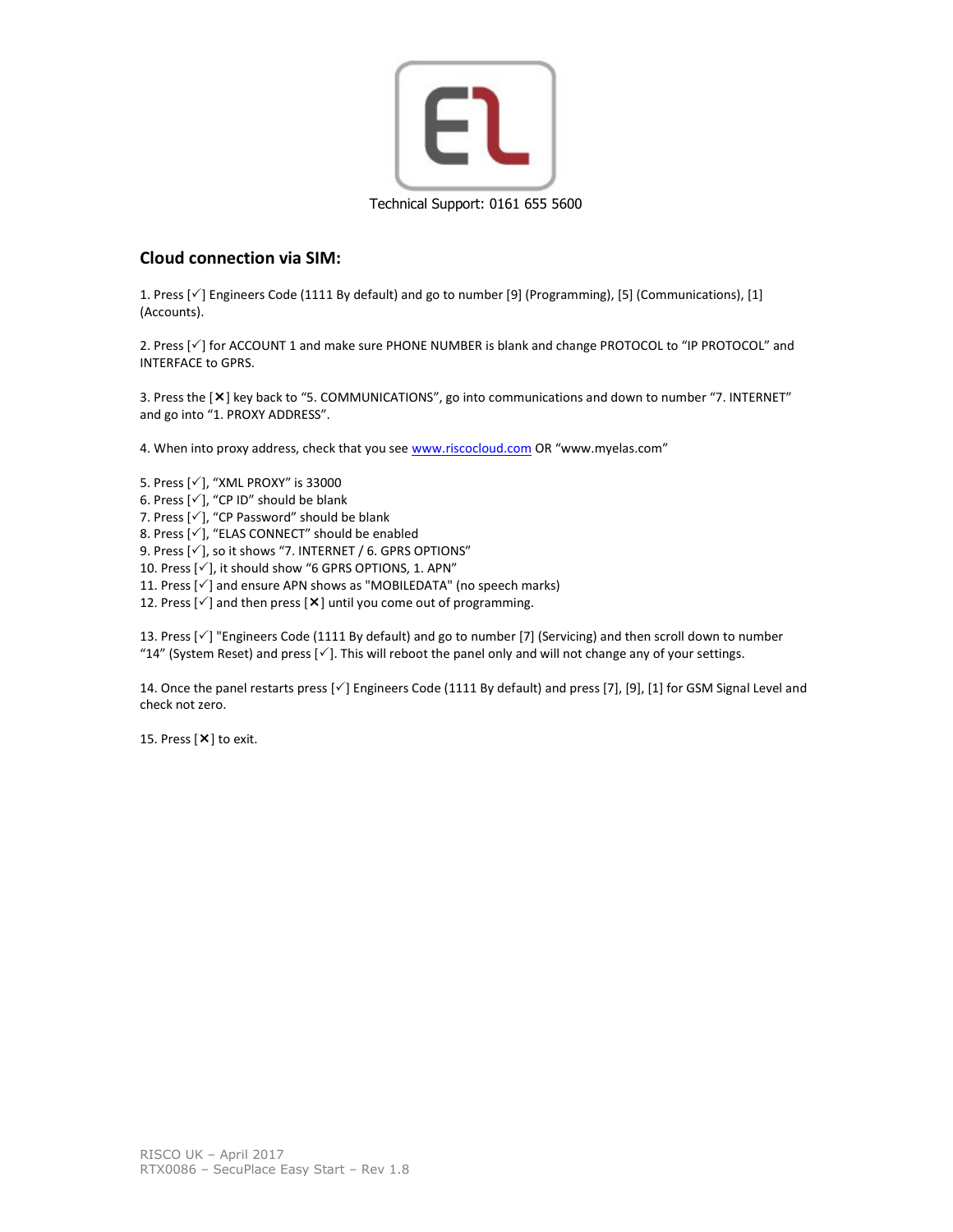Technical Support: 0161 655 5600

## Cloud connection via SIM:

1. Press [✓] Engineers Code (1111 By default) and go to number [9] (Programming), [5] (Communications), [1] (Accounts).

2. Press [✓] for ACCOUNT 1 and make sure PHONE NUMBER is blank and change PROTOCOL to "IP PROTOCOL" and INTERFACE to GPRS.

3. Press the [✕] key back to "5. COMMUNICATIONS", go into communications and down to number "7. INTERNET" and go into "1. PROXY ADDRESS".

4. When into proxy address, check that you see www.riscocloud.com OR "www.myelas.com"

5. Press [✓], "XML PROXY" is 33000
6. Press [✓], "CP ID" should be blank
7. Press [✓], "CP Password" should be blank
8. Press [✓], "ELAS CONNECT" should be enabled
9. Press [✓], so it shows "7. INTERNET / 6. GPRS OPTIONS"
10. Press [✓], it should show "6 GPRS OPTIONS, 1. APN"
11. Press [✓] and ensure APN shows as "MOBILEDATA" (no speech marks)
12. Press [✓] and then press [✕] until you come out of programming.

13. Press [✓] "Engineers Code (1111 By default) and go to number [7] (Servicing) and then scroll down to number "14" (System Reset) and press [✓]. This will reboot the panel only and will not change any of your settings.

14. Once the panel restarts press [✓] Engineers Code (1111 By default) and press [7], [9], [1] for GSM Signal Level and check not zero.

15. Press [✕] to exit.

RISCO UK – April 2017
RTX0086 – SecuPlace Easy Start – Rev 1.8